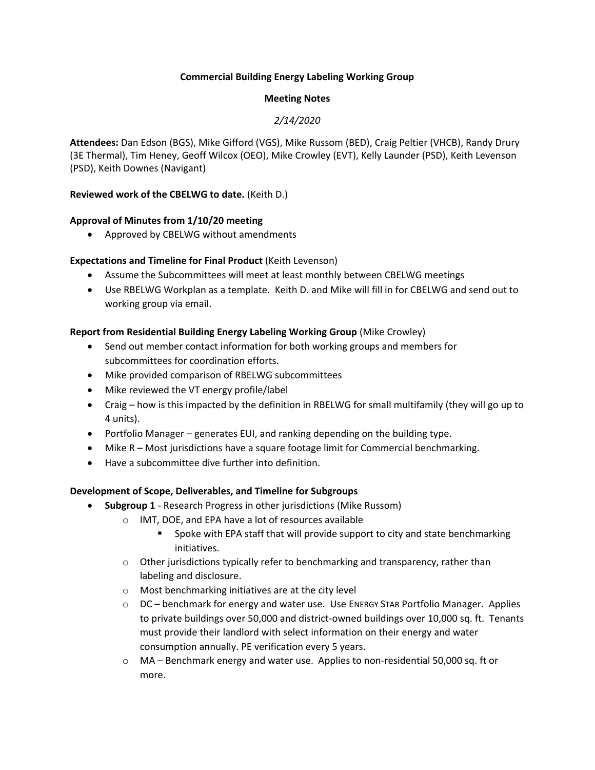**Commercial Building Energy Labeling Working Group**

**Meeting Notes**

*2/14/2020*

**Attendees:** Dan Edson (BGS), Mike Gifford (VGS), Mike Russom (BED), Craig Peltier (VHCB), Randy Drury (3E Thermal), Tim Heney, Geoff Wilcox (OEO), Mike Crowley (EVT), Kelly Launder (PSD), Keith Levenson (PSD), Keith Downes (Navigant)

**Reviewed work of the CBELWG to date.** (Keith D.)

**Approval of Minutes from 1/10/20 meeting**

- Approved by CBELWG without amendments

**Expectations and Timeline for Final Product** (Keith Levenson)

- Assume the Subcommittees will meet at least monthly between CBELWG meetings
- Use RBELWG Workplan as a template. Keith D. and Mike will fill in for CBELWG and send out to working group via email.

**Report from Residential Building Energy Labeling Working Group** (Mike Crowley)

- Send out member contact information for both working groups and members for subcommittees for coordination efforts.
- Mike provided comparison of RBELWG subcommittees
- Mike reviewed the VT energy profile/label
- Craig – how is this impacted by the definition in RBELWG for small multifamily (they will go up to 4 units).
- Portfolio Manager – generates EUI, and ranking depending on the building type.
- Mike R – Most jurisdictions have a square footage limit for Commercial benchmarking.
- Have a subcommittee dive further into definition.

**Development of Scope, Deliverables, and Timeline for Subgroups**

- **Subgroup 1** - Research Progress in other jurisdictions (Mike Russom)
  - IMT, DOE, and EPA have a lot of resources available
    - Spoke with EPA staff that will provide support to city and state benchmarking initiatives.
  - Other jurisdictions typically refer to benchmarking and transparency, rather than labeling and disclosure.
  - Most benchmarking initiatives are at the city level
  - DC – benchmark for energy and water use. Use ENERGY STAR Portfolio Manager. Applies to private buildings over 50,000 and district-owned buildings over 10,000 sq. ft. Tenants must provide their landlord with select information on their energy and water consumption annually. PE verification every 5 years.
  - MA – Benchmark energy and water use. Applies to non-residential 50,000 sq. ft or more.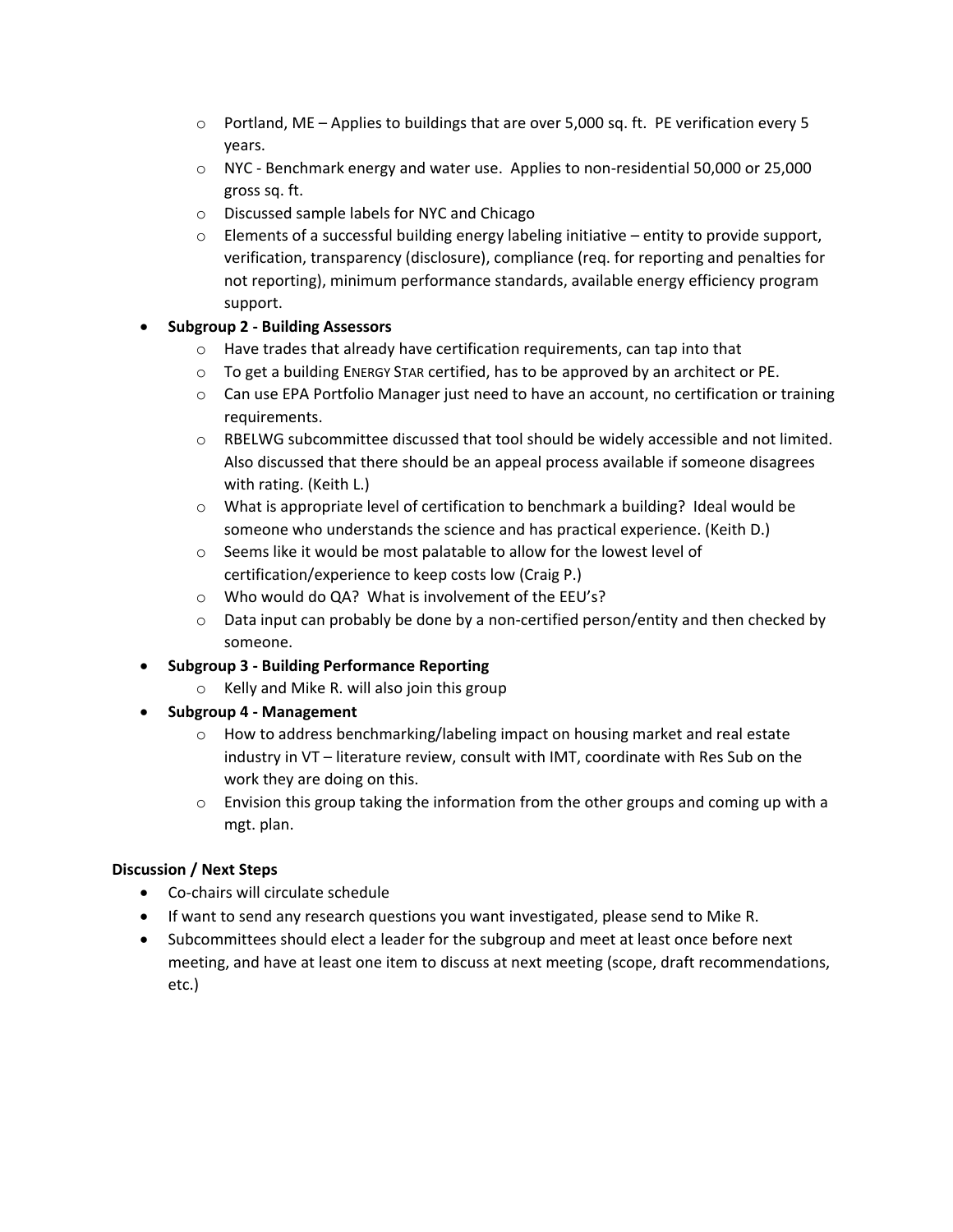- Portland, ME – Applies to buildings that are over 5,000 sq. ft. PE verification every 5 years.
  - NYC - Benchmark energy and water use. Applies to non-residential 50,000 or 25,000 gross sq. ft.
  - Discussed sample labels for NYC and Chicago
  - Elements of a successful building energy labeling initiative – entity to provide support, verification, transparency (disclosure), compliance (req. for reporting and penalties for not reporting), minimum performance standards, available energy efficiency program support.
- **Subgroup 2 - Building Assessors**
  - Have trades that already have certification requirements, can tap into that
  - To get a building ENERGY STAR certified, has to be approved by an architect or PE.
  - Can use EPA Portfolio Manager just need to have an account, no certification or training requirements.
  - RBELWG subcommittee discussed that tool should be widely accessible and not limited. Also discussed that there should be an appeal process available if someone disagrees with rating. (Keith L.)
  - What is appropriate level of certification to benchmark a building? Ideal would be someone who understands the science and has practical experience. (Keith D.)
  - Seems like it would be most palatable to allow for the lowest level of certification/experience to keep costs low (Craig P.)
  - Who would do QA? What is involvement of the EEU's?
  - Data input can probably be done by a non-certified person/entity and then checked by someone.
- **Subgroup 3 - Building Performance Reporting**
  - Kelly and Mike R. will also join this group
- **Subgroup 4 - Management**
  - How to address benchmarking/labeling impact on housing market and real estate industry in VT – literature review, consult with IMT, coordinate with Res Sub on the work they are doing on this.
  - Envision this group taking the information from the other groups and coming up with a mgt. plan.

**Discussion / Next Steps**

- Co-chairs will circulate schedule
- If want to send any research questions you want investigated, please send to Mike R.
- Subcommittees should elect a leader for the subgroup and meet at least once before next meeting, and have at least one item to discuss at next meeting (scope, draft recommendations, etc.)